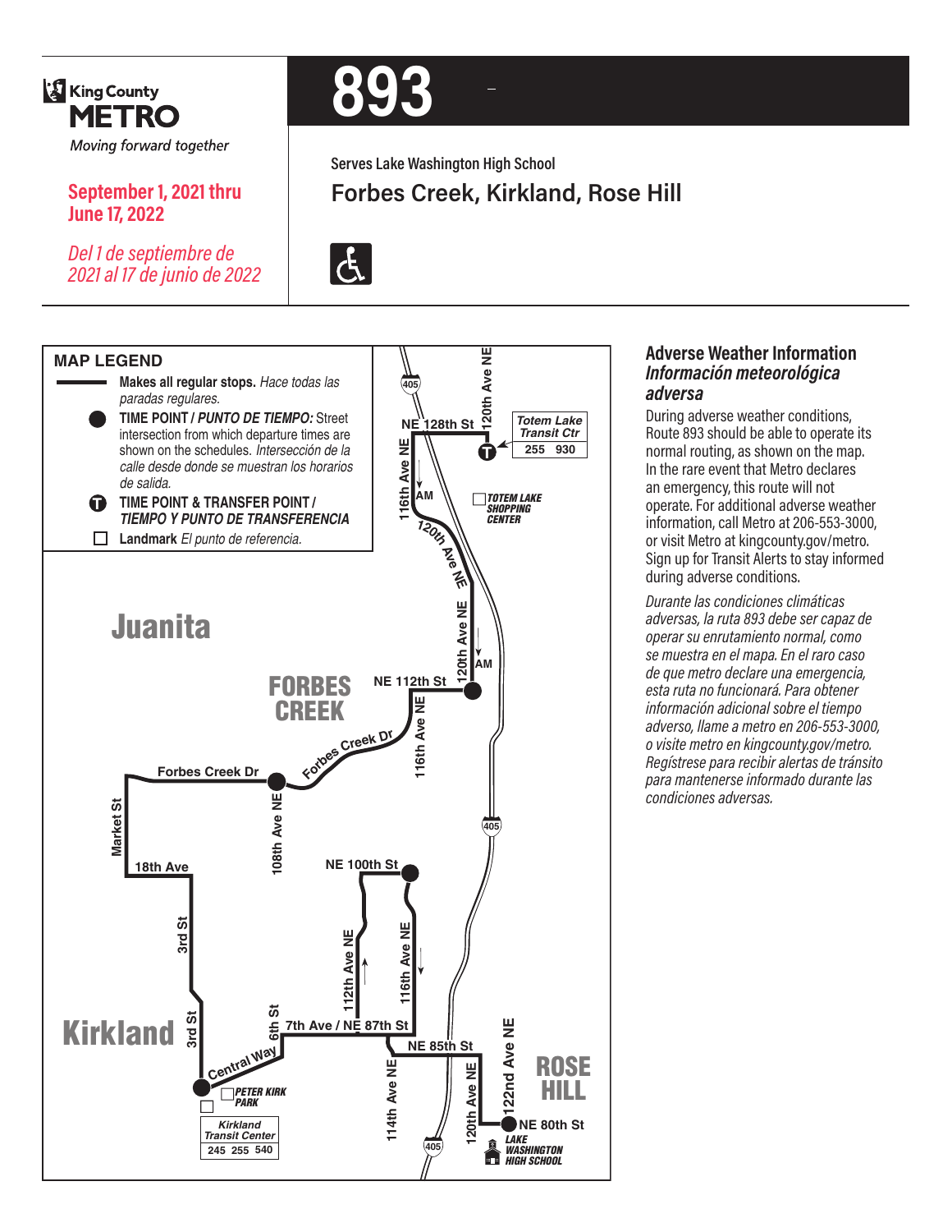King County **METRO**

*Moving forward together*

# 893

Serves Lake Washington High School

## Forbes Creek, Kirkland, Rose Hill

**September 1, 2021 thru June 17, 2022**

*Del 1 de septiembre de 2021 al 17 de junio de 2022*

### MAP LEGEND

- **Makes all regular stops.** *Hace todas las paradas regulares.*
- **TIME POINT / *PUNTO DE TIEMPO:*** Street intersection from which departure times are shown on the schedules. *Intersección de la calle desde donde se muestran los horarios de salida.*
- **TIME POINT & TRANSFER POINT / *TIEMPO Y PUNTO DE TRANSFERENCIA***
- **Landmark** *El punto de referencia.*

Juanita

FORBES CREEK

Kirkland

ROSE HILL

NE 128th St, 120th Ave NE, 116th Ave NE, AM, 120th Ave NE, NE 112th St, Forbes Creek Dr, 108th Ave NE, Market St, 18th Ave, 3rd St, NE 100th St, 112th Ave NE, 116th Ave NE, 6th St, 7th Ave / NE 87th St, Central Way, 114th Ave NE, NE 85th St, 120th Ave NE, 122nd Ave NE, NE 80th St, 405

Totem Lake Transit Ctr: 255 930

TOTEM LAKE SHOPPING CENTER

PETER KIRK PARK

Kirkland Transit Center: 245 255 540

LAKE WASHINGTON HIGH SCHOOL

### Adverse Weather Information
### *Información meteorológica adversa*

During adverse weather conditions, Route 893 should be able to operate its normal routing, as shown on the map. In the rare event that Metro declares an emergency, this route will not operate. For additional adverse weather information, call Metro at 206-553-3000, or visit Metro at kingcounty.gov/metro. Sign up for Transit Alerts to stay informed during adverse conditions.

*Durante las condiciones climáticas adversas, la ruta 893 debe ser capaz de operar su enrutamiento normal, como se muestra en el mapa. En el raro caso de que metro declare una emergencia, esta ruta no funcionará. Para obtener información adicional sobre el tiempo adverso, llame a metro en 206-553-3000, o visite metro en kingcounty.gov/metro. Regístrese para recibir alertas de tránsito para mantenerse informado durante las condiciones adversas.*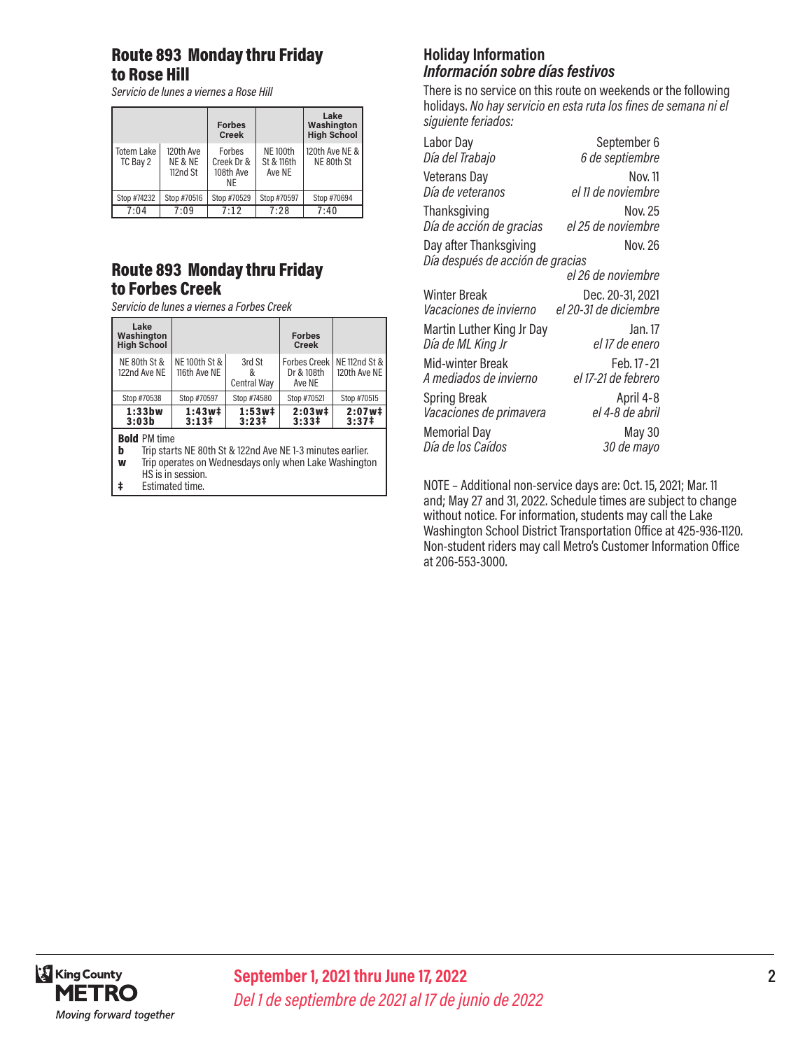## Route 893 Monday thru Friday to Rose Hill

*Servicio de lunes a viernes a Rose Hill*

| | | Forbes Creek | | Lake Washington High School |
|---|---|---|---|---|
| Totem Lake TC Bay 2 | 120th Ave NE & NE 112nd St | Forbes Creek Dr & 108th Ave NE | NE 100th St & 116th Ave NE | 120th Ave NE & NE 80th St |
| Stop #74232 | Stop #70516 | Stop #70529 | Stop #70597 | Stop #70694 |
| 7:04 | 7:09 | 7:12 | 7:28 | 7:40 |

## Route 893 Monday thru Friday to Forbes Creek

*Servicio de lunes a viernes a Forbes Creek*

| Lake Washington High School | | | Forbes Creek | |
|---|---|---|---|---|
| NE 80th St & 122nd Ave NE | NE 100th St & 116th Ave NE | 3rd St & Central Way | Forbes Creek Dr & 108th Ave NE | NE 112nd St & 120th Ave NE |
| Stop #70538 | Stop #70597 | Stop #74580 | Stop #70521 | Stop #70515 |
| **1:33bw** | **1:43w‡** | **1:53w‡** | **2:03w‡** | **2:07w‡** |
| **3:03b** | **3:13‡** | **3:23‡** | **3:33‡** | **3:37‡** |

**Bold** PM time
**b** Trip starts NE 80th St & 122nd Ave NE 1-3 minutes earlier.
**w** Trip operates on Wednesdays only when Lake Washington HS is in session.
**‡** Estimated time.

## Holiday Information
## *Información sobre días festivos*

There is no service on this route on weekends or the following holidays. *No hay servicio en esta ruta los fines de semana ni el siguiente feriados:*

| | |
|---|---|
| Labor Day / *Día del Trabajo* | September 6 / *6 de septiembre* |
| Veterans Day / *Día de veteranos* | Nov. 11 / *el 11 de noviembre* |
| Thanksgiving / *Día de acción de gracias* | Nov. 25 / *el 25 de noviembre* |
| Day after Thanksgiving / *Día después de acción de gracias* | Nov. 26 / *el 26 de noviembre* |
| Winter Break / *Vacaciones de invierno* | Dec. 20-31, 2021 / *el 20-31 de diciembre* |
| Martin Luther King Jr Day / *Día de ML King Jr* | Jan. 17 / *el 17 de enero* |
| Mid-winter Break / *A mediados de invierno* | Feb. 17-21 / *el 17-21 de febrero* |
| Spring Break / *Vacaciones de primavera* | April 4-8 / *el 4-8 de abril* |
| Memorial Day / *Día de los Caídos* | May 30 / *30 de mayo* |

NOTE – Additional non-service days are: Oct. 15, 2021; Mar. 11 and; May 27 and 31, 2022. Schedule times are subject to change without notice. For information, students may call the Lake Washington School District Transportation Office at 425-936-1120. Non-student riders may call Metro's Customer Information Office at 206-553-3000.

King County METRO *Moving forward together*

**September 1, 2021 thru June 17, 2022**
*Del 1 de septiembre de 2021 al 17 de junio de 2022*